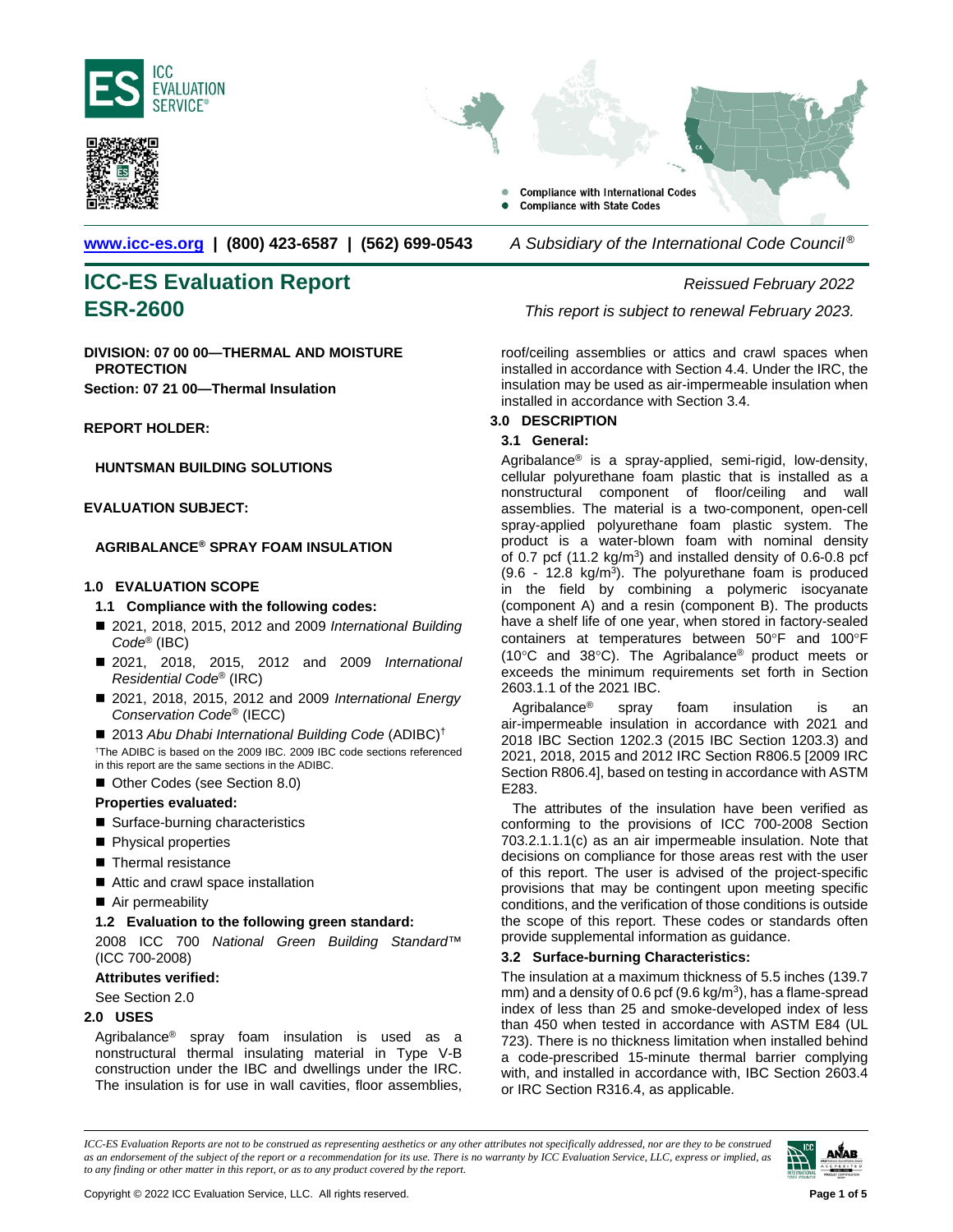www.icc-es.org | (800) 423-6587 | (562) 699-0543 *A Subsidiary of the International Code Council®*

# ICC-ES Evaluation Report
# ESR-2600

*Reissued February 2022*

*This report is subject to renewal February 2023.*

**DIVISION: 07 00 00—THERMAL AND MOISTURE PROTECTION**

**Section: 07 21 00—Thermal Insulation**

**REPORT HOLDER:**

**HUNTSMAN BUILDING SOLUTIONS**

**EVALUATION SUBJECT:**

**AGRIBALANCE® SPRAY FOAM INSULATION**

## 1.0 EVALUATION SCOPE

### 1.1 Compliance with the following codes:

- 2021, 2018, 2015, 2012 and 2009 *International Building Code®* (IBC)
- 2021, 2018, 2015, 2012 and 2009 *International Residential Code®* (IRC)
- 2021, 2018, 2015, 2012 and 2009 *International Energy Conservation Code®* (IECC)
- 2013 *Abu Dhabi International Building Code* (ADIBC)†

†The ADIBC is based on the 2009 IBC. 2009 IBC code sections referenced in this report are the same sections in the ADIBC.

- Other Codes (see Section 8.0)

**Properties evaluated:**

- Surface-burning characteristics
- Physical properties
- Thermal resistance
- Attic and crawl space installation
- Air permeability

### 1.2 Evaluation to the following green standard:

2008 ICC 700 *National Green Building Standard™* (ICC 700-2008)

**Attributes verified:**

See Section 2.0

## 2.0 USES

Agribalance® spray foam insulation is used as a nonstructural thermal insulating material in Type V-B construction under the IBC and dwellings under the IRC. The insulation is for use in wall cavities, floor assemblies, roof/ceiling assemblies or attics and crawl spaces when installed in accordance with Section 4.4. Under the IRC, the insulation may be used as air-impermeable insulation when installed in accordance with Section 3.4.

## 3.0 DESCRIPTION

### 3.1 General:

Agribalance® is a spray-applied, semi-rigid, low-density, cellular polyurethane foam plastic that is installed as a nonstructural component of floor/ceiling and wall assemblies. The material is a two-component, open-cell spray-applied polyurethane foam plastic system. The product is a water-blown foam with nominal density of 0.7 pcf (11.2 kg/m$^3$) and installed density of 0.6-0.8 pcf (9.6 - 12.8 kg/m$^3$). The polyurethane foam is produced in the field by combining a polymeric isocyanate (component A) and a resin (component B). The products have a shelf life of one year, when stored in factory-sealed containers at temperatures between 50°F and 100°F (10°C and 38°C). The Agribalance® product meets or exceeds the minimum requirements set forth in Section 2603.1.1 of the 2021 IBC.

Agribalance® spray foam insulation is an air-impermeable insulation in accordance with 2021 and 2018 IBC Section 1202.3 (2015 IBC Section 1203.3) and 2021, 2018, 2015 and 2012 IRC Section R806.5 [2009 IRC Section R806.4], based on testing in accordance with ASTM E283.

The attributes of the insulation have been verified as conforming to the provisions of ICC 700-2008 Section 703.2.1.1.1(c) as an air impermeable insulation. Note that decisions on compliance for those areas rest with the user of this report. The user is advised of the project-specific provisions that may be contingent upon meeting specific conditions, and the verification of those conditions is outside the scope of this report. These codes or standards often provide supplemental information as guidance.

### 3.2 Surface-burning Characteristics:

The insulation at a maximum thickness of 5.5 inches (139.7 mm) and a density of 0.6 pcf (9.6 kg/m$^3$), has a flame-spread index of less than 25 and smoke-developed index of less than 450 when tested in accordance with ASTM E84 (UL 723). There is no thickness limitation when installed behind a code-prescribed 15-minute thermal barrier complying with, and installed in accordance with, IBC Section 2603.4 or IRC Section R316.4, as applicable.

*ICC-ES Evaluation Reports are not to be construed as representing aesthetics or any other attributes not specifically addressed, nor are they to be construed as an endorsement of the subject of the report or a recommendation for its use. There is no warranty by ICC Evaluation Service, LLC, express or implied, as to any finding or other matter in this report, or as to any product covered by the report.*

Copyright © 2022 ICC Evaluation Service, LLC. All rights reserved.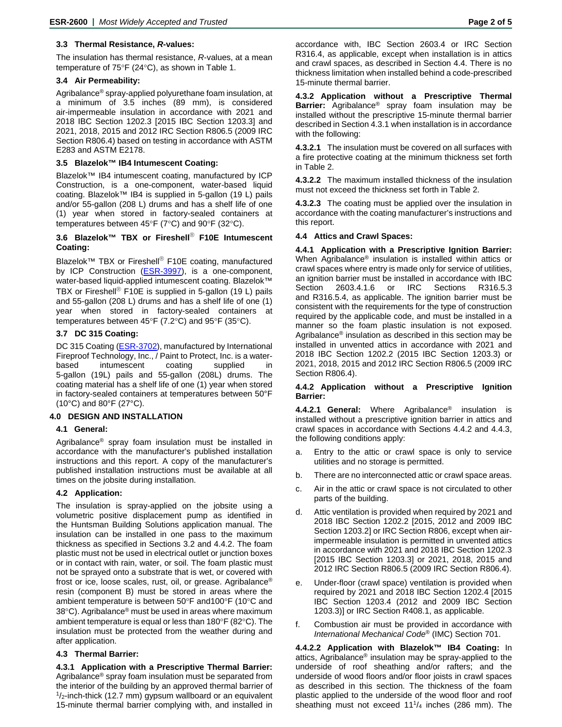### 3.3 Thermal Resistance, *R*-values:

The insulation has thermal resistance, *R*-values, at a mean temperature of 75°F (24°C), as shown in Table 1.

### 3.4 Air Permeability:

Agribalance® spray-applied polyurethane foam insulation, at a minimum of 3.5 inches (89 mm), is considered air-impermeable insulation in accordance with 2021 and 2018 IBC Section 1202.3 [2015 IBC Section 1203.3] and 2021, 2018, 2015 and 2012 IRC Section R806.5 (2009 IRC Section R806.4) based on testing in accordance with ASTM E283 and ASTM E2178.

### 3.5 Blazelok™ IB4 Intumescent Coating:

Blazelok™ IB4 intumescent coating, manufactured by ICP Construction, is a one-component, water-based liquid coating. Blazelok™ IB4 is supplied in 5-gallon (19 L) pails and/or 55-gallon (208 L) drums and has a shelf life of one (1) year when stored in factory-sealed containers at temperatures between 45°F (7°C) and 90°F (32°C).

### 3.6 Blazelok™ TBX or Fireshell® F10E Intumescent Coating:

Blazelok™ TBX or Fireshell® F10E coating, manufactured by ICP Construction (ESR-3997), is a one-component, water-based liquid-applied intumescent coating. Blazelok™ TBX or Fireshell® F10E is supplied in 5-gallon (19 L) pails and 55-gallon (208 L) drums and has a shelf life of one (1) year when stored in factory-sealed containers at temperatures between 45°F (7.2°C) and 95°F (35°C).

### 3.7 DC 315 Coating:

DC 315 Coating (ESR-3702), manufactured by International Fireproof Technology, Inc., / Paint to Protect, Inc. is a water-based intumescent coating supplied in 5-gallon (19L) pails and 55-gallon (208L) drums. The coating material has a shelf life of one (1) year when stored in factory-sealed containers at temperatures between 50°F (10°C) and 80°F (27°C).

## 4.0 DESIGN AND INSTALLATION

### 4.1 General:

Agribalance® spray foam insulation must be installed in accordance with the manufacturer's published installation instructions and this report. A copy of the manufacturer's published installation instructions must be available at all times on the jobsite during installation.

### 4.2 Application:

The insulation is spray-applied on the jobsite using a volumetric positive displacement pump as identified in the Huntsman Building Solutions application manual. The insulation can be installed in one pass to the maximum thickness as specified in Sections 3.2 and 4.4.2. The foam plastic must not be used in electrical outlet or junction boxes or in contact with rain, water, or soil. The foam plastic must not be sprayed onto a substrate that is wet, or covered with frost or ice, loose scales, rust, oil, or grease. Agribalance® resin (component B) must be stored in areas where the ambient temperature is between 50°F and100°F (10°C and 38°C). Agribalance® must be used in areas where maximum ambient temperature is equal or less than 180°F (82°C). The insulation must be protected from the weather during and after application.

### 4.3 Thermal Barrier:

**4.3.1 Application with a Prescriptive Thermal Barrier:** Agribalance® spray foam insulation must be separated from the interior of the building by an approved thermal barrier of 1/2-inch-thick (12.7 mm) gypsum wallboard or an equivalent 15-minute thermal barrier complying with, and installed in accordance with, IBC Section 2603.4 or IRC Section R316.4, as applicable, except when installation is in attics and crawl spaces, as described in Section 4.4. There is no thickness limitation when installed behind a code-prescribed 15-minute thermal barrier.

**4.3.2 Application without a Prescriptive Thermal Barrier:** Agribalance® spray foam insulation may be installed without the prescriptive 15-minute thermal barrier described in Section 4.3.1 when installation is in accordance with the following:

**4.3.2.1** The insulation must be covered on all surfaces with a fire protective coating at the minimum thickness set forth in Table 2.

**4.3.2.2** The maximum installed thickness of the insulation must not exceed the thickness set forth in Table 2.

**4.3.2.3** The coating must be applied over the insulation in accordance with the coating manufacturer's instructions and this report.

### 4.4 Attics and Crawl Spaces:

**4.4.1 Application with a Prescriptive Ignition Barrier:** When Agribalance® insulation is installed within attics or crawl spaces where entry is made only for service of utilities, an ignition barrier must be installed in accordance with IBC Section 2603.4.1.6 or IRC Sections R316.5.3 and R316.5.4, as applicable. The ignition barrier must be consistent with the requirements for the type of construction required by the applicable code, and must be installed in a manner so the foam plastic insulation is not exposed. Agribalance® insulation as described in this section may be installed in unvented attics in accordance with 2021 and 2018 IBC Section 1202.2 (2015 IBC Section 1203.3) or 2021, 2018, 2015 and 2012 IRC Section R806.5 (2009 IRC Section R806.4).

**4.4.2 Application without a Prescriptive Ignition Barrier:**

**4.4.2.1 General:** Where Agribalance® insulation is installed without a prescriptive ignition barrier in attics and crawl spaces in accordance with Sections 4.4.2 and 4.4.3, the following conditions apply:

a. Entry to the attic or crawl space is only to service utilities and no storage is permitted.

b. There are no interconnected attic or crawl space areas.

c. Air in the attic or crawl space is not circulated to other parts of the building.

d. Attic ventilation is provided when required by 2021 and 2018 IBC Section 1202.2 [2015, 2012 and 2009 IBC Section 1203.2] or IRC Section R806, except when air-impermeable insulation is permitted in unvented attics in accordance with 2021 and 2018 IBC Section 1202.3 [2015 IBC Section 1203.3] or 2021, 2018, 2015 and 2012 IRC Section R806.5 (2009 IRC Section R806.4).

e. Under-floor (crawl space) ventilation is provided when required by 2021 and 2018 IBC Section 1202.4 [2015 IBC Section 1203.4 (2012 and 2009 IBC Section 1203.3)] or IRC Section R408.1, as applicable.

f. Combustion air must be provided in accordance with *International Mechanical Code*® (IMC) Section 701.

**4.4.2.2 Application with Blazelok™ IB4 Coating:** In attics, Agribalance® insulation may be spray-applied to the underside of roof sheathing and/or rafters; and the underside of wood floors and/or floor joists in crawl spaces as described in this section. The thickness of the foam plastic applied to the underside of the wood floor and roof sheathing must not exceed 11 1/4 inches (286 mm). The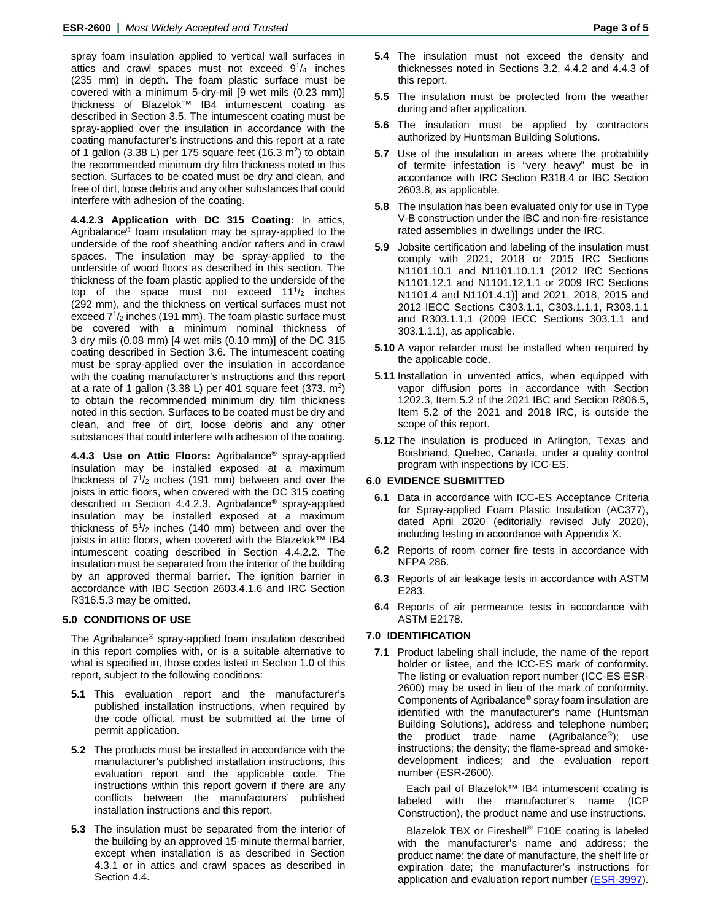spray foam insulation applied to vertical wall surfaces in attics and crawl spaces must not exceed 9$^{1}/_{4}$ inches (235 mm) in depth. The foam plastic surface must be covered with a minimum 5-dry-mil [9 wet mils (0.23 mm)] thickness of Blazelok™ IB4 intumescent coating as described in Section 3.5. The intumescent coating must be spray-applied over the insulation in accordance with the coating manufacturer's instructions and this report at a rate of 1 gallon (3.38 L) per 175 square feet (16.3 m$^2$) to obtain the recommended minimum dry film thickness noted in this section. Surfaces to be coated must be dry and clean, and free of dirt, loose debris and any other substances that could interfere with adhesion of the coating.

**4.4.2.3 Application with DC 315 Coating:** In attics, Agribalance® foam insulation may be spray-applied to the underside of the roof sheathing and/or rafters and in crawl spaces. The insulation may be spray-applied to the underside of wood floors as described in this section. The thickness of the foam plastic applied to the underside of the top of the space must not exceed 11$^{1}/_{2}$ inches (292 mm), and the thickness on vertical surfaces must not exceed 7$^{1}/_{2}$ inches (191 mm). The foam plastic surface must be covered with a minimum nominal thickness of 3 dry mils (0.08 mm) [4 wet mils (0.10 mm)] of the DC 315 coating described in Section 3.6. The intumescent coating must be spray-applied over the insulation in accordance with the coating manufacturer's instructions and this report at a rate of 1 gallon (3.38 L) per 401 square feet (373. m$^2$) to obtain the recommended minimum dry film thickness noted in this section. Surfaces to be coated must be dry and clean, and free of dirt, loose debris and any other substances that could interfere with adhesion of the coating.

**4.4.3 Use on Attic Floors:** Agribalance® spray-applied insulation may be installed exposed at a maximum thickness of 7$^{1}/_{2}$ inches (191 mm) between and over the joists in attic floors, when covered with the DC 315 coating described in Section 4.4.2.3. Agribalance® spray-applied insulation may be installed exposed at a maximum thickness of 5$^{1}/_{2}$ inches (140 mm) between and over the joists in attic floors, when covered with the Blazelok™ IB4 intumescent coating described in Section 4.4.2.2. The insulation must be separated from the interior of the building by an approved thermal barrier. The ignition barrier in accordance with IBC Section 2603.4.1.6 and IRC Section R316.5.3 may be omitted.

## 5.0 CONDITIONS OF USE

The Agribalance® spray-applied foam insulation described in this report complies with, or is a suitable alternative to what is specified in, those codes listed in Section 1.0 of this report, subject to the following conditions:

**5.1** This evaluation report and the manufacturer's published installation instructions, when required by the code official, must be submitted at the time of permit application.

**5.2** The products must be installed in accordance with the manufacturer's published installation instructions, this evaluation report and the applicable code. The instructions within this report govern if there are any conflicts between the manufacturers' published installation instructions and this report.

**5.3** The insulation must be separated from the interior of the building by an approved 15-minute thermal barrier, except when installation is as described in Section 4.3.1 or in attics and crawl spaces as described in Section 4.4.

**5.4** The insulation must not exceed the density and thicknesses noted in Sections 3.2, 4.4.2 and 4.4.3 of this report.

**5.5** The insulation must be protected from the weather during and after application.

**5.6** The insulation must be applied by contractors authorized by Huntsman Building Solutions.

**5.7** Use of the insulation in areas where the probability of termite infestation is "very heavy" must be in accordance with IRC Section R318.4 or IBC Section 2603.8, as applicable.

**5.8** The insulation has been evaluated only for use in Type V-B construction under the IBC and non-fire-resistance rated assemblies in dwellings under the IRC.

**5.9** Jobsite certification and labeling of the insulation must comply with 2021, 2018 or 2015 IRC Sections N1101.10.1 and N1101.10.1.1 (2012 IRC Sections N1101.12.1 and N1101.12.1.1 or 2009 IRC Sections N1101.4 and N1101.4.1)] and 2021, 2018, 2015 and 2012 IECC Sections C303.1.1, C303.1.1.1, R303.1.1 and R303.1.1.1 (2009 IECC Sections 303.1.1 and 303.1.1.1), as applicable.

**5.10** A vapor retarder must be installed when required by the applicable code.

**5.11** Installation in unvented attics, when equipped with vapor diffusion ports in accordance with Section 1202.3, Item 5.2 of the 2021 IBC and Section R806.5, Item 5.2 of the 2021 and 2018 IRC, is outside the scope of this report.

**5.12** The insulation is produced in Arlington, Texas and Boisbriand, Quebec, Canada, under a quality control program with inspections by ICC-ES.

## 6.0 EVIDENCE SUBMITTED

**6.1** Data in accordance with ICC-ES Acceptance Criteria for Spray-applied Foam Plastic Insulation (AC377), dated April 2020 (editorially revised July 2020), including testing in accordance with Appendix X.

**6.2** Reports of room corner fire tests in accordance with NFPA 286.

**6.3** Reports of air leakage tests in accordance with ASTM E283.

**6.4** Reports of air permeance tests in accordance with ASTM E2178.

## 7.0 IDENTIFICATION

**7.1** Product labeling shall include, the name of the report holder or listee, and the ICC-ES mark of conformity. The listing or evaluation report number (ICC-ES ESR-2600) may be used in lieu of the mark of conformity. Components of Agribalance® spray foam insulation are identified with the manufacturer's name (Huntsman Building Solutions), address and telephone number; the product trade name (Agribalance®); use instructions; the density; the flame-spread and smoke-development indices; and the evaluation report number (ESR-2600).

Each pail of Blazelok™ IB4 intumescent coating is labeled with the manufacturer's name (ICP Construction), the product name and use instructions.

Blazelok TBX or Fireshell® F10E coating is labeled with the manufacturer's name and address; the product name; the date of manufacture, the shelf life or expiration date; the manufacturer's instructions for application and evaluation report number (ESR-3997).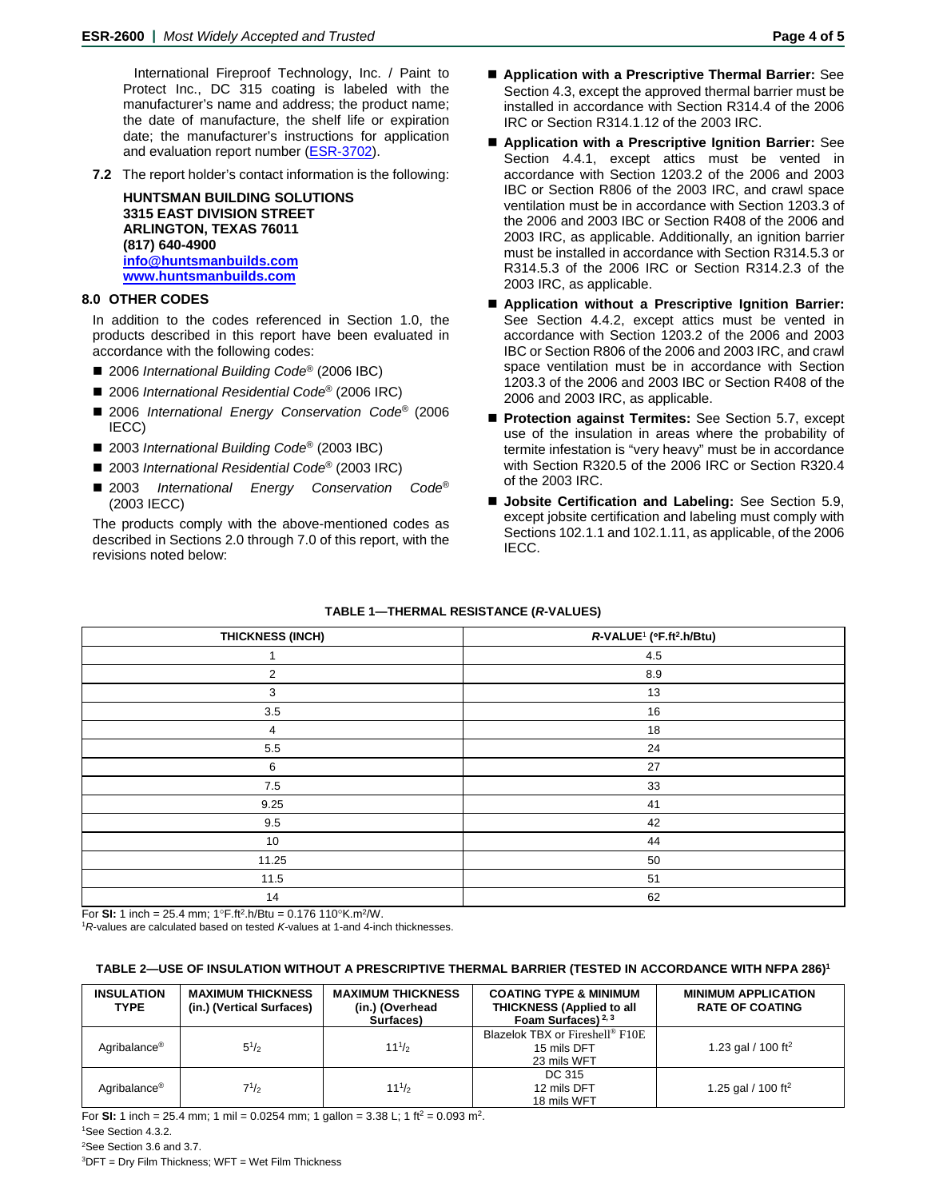International Fireproof Technology, Inc. / Paint to Protect Inc., DC 315 coating is labeled with the manufacturer's name and address; the product name; the date of manufacture, the shelf life or expiration date; the manufacturer's instructions for application and evaluation report number (ESR-3702).

**7.2** The report holder's contact information is the following:

**HUNTSMAN BUILDING SOLUTIONS**
**3315 EAST DIVISION STREET**
**ARLINGTON, TEXAS 76011**
**(817) 640-4900**
**info@huntsmanbuilds.com**
**www.huntsmanbuilds.com**

## 8.0 OTHER CODES

In addition to the codes referenced in Section 1.0, the products described in this report have been evaluated in accordance with the following codes:

- 2006 *International Building Code*® (2006 IBC)
- 2006 *International Residential Code*® (2006 IRC)
- 2006 *International Energy Conservation Code*® (2006 IECC)
- 2003 *International Building Code*® (2003 IBC)
- 2003 *International Residential Code*® (2003 IRC)
- 2003 *International Energy Conservation Code*® (2003 IECC)

The products comply with the above-mentioned codes as described in Sections 2.0 through 7.0 of this report, with the revisions noted below:

- **Application with a Prescriptive Thermal Barrier:** See Section 4.3, except the approved thermal barrier must be installed in accordance with Section R314.4 of the 2006 IRC or Section R314.1.12 of the 2003 IRC.
- **Application with a Prescriptive Ignition Barrier:** See Section 4.4.1, except attics must be vented in accordance with Section 1203.2 of the 2006 and 2003 IBC or Section R806 of the 2003 IRC, and crawl space ventilation must be in accordance with Section 1203.3 of the 2006 and 2003 IBC or Section R408 of the 2006 and 2003 IRC, as applicable. Additionally, an ignition barrier must be installed in accordance with Section R314.5.3 or R314.5.3 of the 2006 IRC or Section R314.2.3 of the 2003 IRC, as applicable.
- **Application without a Prescriptive Ignition Barrier:** See Section 4.4.2, except attics must be vented in accordance with Section 1203.2 of the 2006 and 2003 IBC or Section R806 of the 2006 and 2003 IRC, and crawl space ventilation must be in accordance with Section 1203.3 of the 2006 and 2003 IBC or Section R408 of the 2006 and 2003 IRC, as applicable.
- **Protection against Termites:** See Section 5.7, except use of the insulation in areas where the probability of termite infestation is "very heavy" must be in accordance with Section R320.5 of the 2006 IRC or Section R320.4 of the 2003 IRC.
- **Jobsite Certification and Labeling:** See Section 5.9, except jobsite certification and labeling must comply with Sections 102.1.1 and 102.1.11, as applicable, of the 2006 IECC.

**TABLE 1—THERMAL RESISTANCE (*R*-VALUES)**

| THICKNESS (INCH) | *R*-VALUE[1] (°F.ft².h/Btu) |
|---|---|
| 1 | 4.5 |
| 2 | 8.9 |
| 3 | 13 |
| 3.5 | 16 |
| 4 | 18 |
| 5.5 | 24 |
| 6 | 27 |
| 7.5 | 33 |
| 9.25 | 41 |
| 9.5 | 42 |
| 10 | 44 |
| 11.25 | 50 |
| 11.5 | 51 |
| 14 | 62 |

For **SI:** 1 inch = 25.4 mm; 1°F.ft².h/Btu = 0.176 110°K.m²/W.

[1]*R*-values are calculated based on tested *K*-values at 1-and 4-inch thicknesses.

**TABLE 2—USE OF INSULATION WITHOUT A PRESCRIPTIVE THERMAL BARRIER (TESTED IN ACCORDANCE WITH NFPA 286)[1]**

| INSULATION TYPE | MAXIMUM THICKNESS (in.) (Vertical Surfaces) | MAXIMUM THICKNESS (in.) (Overhead Surfaces) | COATING TYPE & MINIMUM THICKNESS (Applied to all Foam Surfaces)[2, 3] | MINIMUM APPLICATION RATE OF COATING |
|---|---|---|---|---|
| Agribalance® | $5^1/_2$ | $11^1/_2$ | Blazelok TBX or Fireshell® F10E<br>15 mils DFT<br>23 mils WFT | 1.23 gal / 100 ft² |
| Agribalance® | $7^1/_2$ | $11^1/_2$ | DC 315<br>12 mils DFT<br>18 mils WFT | 1.25 gal / 100 ft² |

For **SI:** 1 inch = 25.4 mm; 1 mil = 0.0254 mm; 1 gallon = 3.38 L; 1 ft² = 0.093 m².

[1]See Section 4.3.2.

[2]See Section 3.6 and 3.7.

[3]DFT = Dry Film Thickness; WFT = Wet Film Thickness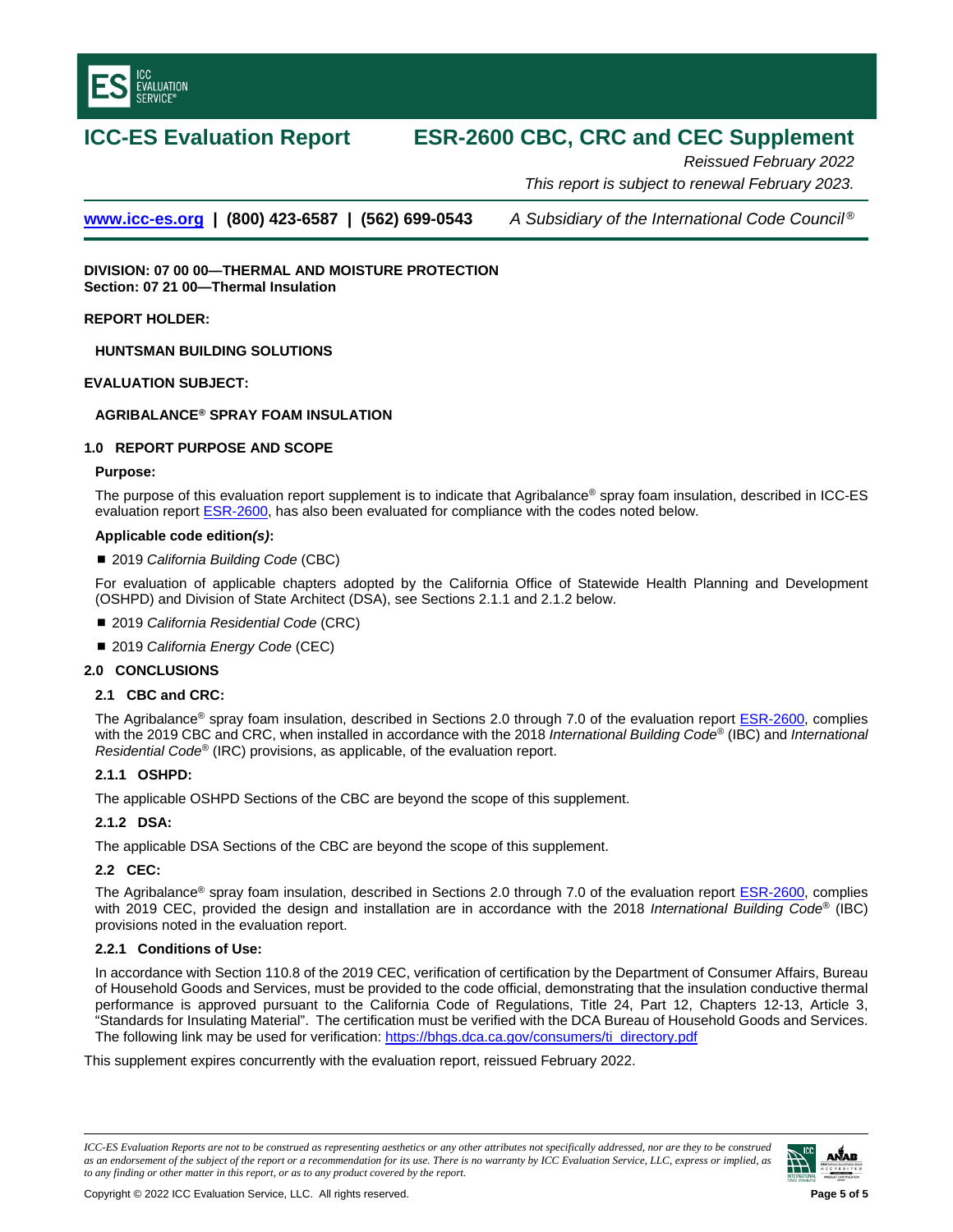# ICC-ES Evaluation Report

# ESR-2600 CBC, CRC and CEC Supplement

*Reissued February 2022*

*This report is subject to renewal February 2023.*

**DIVISION: 07 00 00—THERMAL AND MOISTURE PROTECTION**
**Section: 07 21 00—Thermal Insulation**

**REPORT HOLDER:**

**HUNTSMAN BUILDING SOLUTIONS**

**EVALUATION SUBJECT:**

**AGRIBALANCE® SPRAY FOAM INSULATION**

## 1.0 REPORT PURPOSE AND SCOPE

**Purpose:**

The purpose of this evaluation report supplement is to indicate that Agribalance® spray foam insulation, described in ICC-ES evaluation report ESR-2600, has also been evaluated for compliance with the codes noted below.

**Applicable code edition*(s)*:**

- 2019 *California Building Code* (CBC)

For evaluation of applicable chapters adopted by the California Office of Statewide Health Planning and Development (OSHPD) and Division of State Architect (DSA), see Sections 2.1.1 and 2.1.2 below.

- 2019 *California Residential Code* (CRC)
- 2019 *California Energy Code* (CEC)

## 2.0 CONCLUSIONS

### 2.1 CBC and CRC:

The Agribalance® spray foam insulation, described in Sections 2.0 through 7.0 of the evaluation report ESR-2600, complies with the 2019 CBC and CRC, when installed in accordance with the 2018 *International Building Code®* (IBC) and *International Residential Code®* (IRC) provisions, as applicable, of the evaluation report.

#### 2.1.1 OSHPD:

The applicable OSHPD Sections of the CBC are beyond the scope of this supplement.

#### 2.1.2 DSA:

The applicable DSA Sections of the CBC are beyond the scope of this supplement.

### 2.2 CEC:

The Agribalance® spray foam insulation, described in Sections 2.0 through 7.0 of the evaluation report ESR-2600, complies with 2019 CEC, provided the design and installation are in accordance with the 2018 *International Building Code®* (IBC) provisions noted in the evaluation report.

#### 2.2.1 Conditions of Use:

In accordance with Section 110.8 of the 2019 CEC, verification of certification by the Department of Consumer Affairs, Bureau of Household Goods and Services, must be provided to the code official, demonstrating that the insulation conductive thermal performance is approved pursuant to the California Code of Regulations, Title 24, Part 12, Chapters 12-13, Article 3, "Standards for Insulating Material". The certification must be verified with the DCA Bureau of Household Goods and Services. The following link may be used for verification: https://bhgs.dca.ca.gov/consumers/ti_directory.pdf

This supplement expires concurrently with the evaluation report, reissued February 2022.

*ICC-ES Evaluation Reports are not to be construed as representing aesthetics or any other attributes not specifically addressed, nor are they to be construed as an endorsement of the subject of the report or a recommendation for its use. There is no warranty by ICC Evaluation Service, LLC, express or implied, as to any finding or other matter in this report, or as to any product covered by the report.*

Copyright © 2022 ICC Evaluation Service, LLC. All rights reserved.